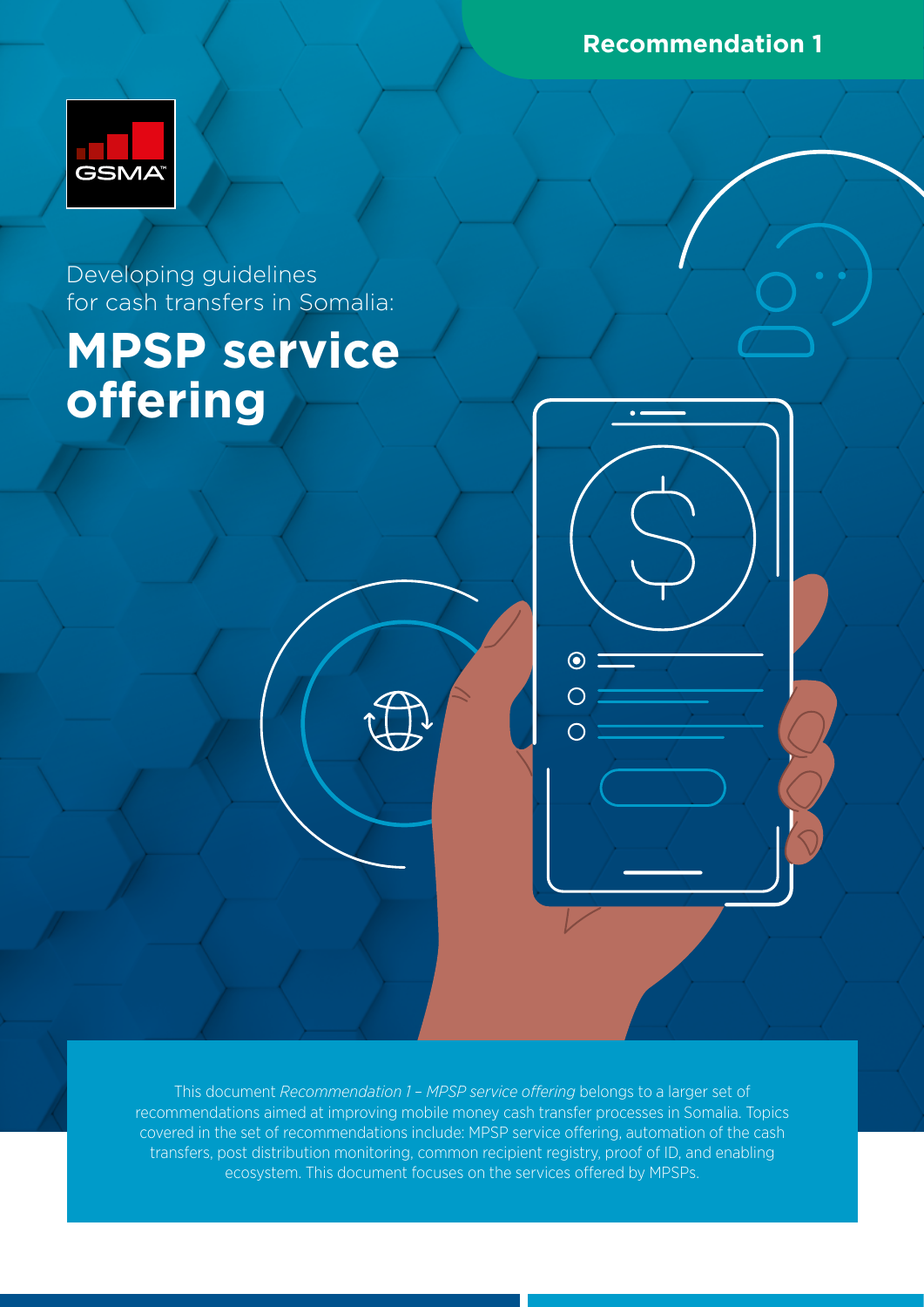Recommendation 1

Developing guidelines for cash transfers in Somalia:

# MPSP service offering

This document *Recommendation 1 – MPSP service offering* belongs to a larger set of recommendations aimed at improving mobile money cash transfer processes in Somalia. Topics covered in the set of recommendations include: MPSP service offering, automation of the cash transfers, post distribution monitoring, common recipient registry, proof of ID, and enabling ecosystem. This document focuses on the services offered by MPSPs.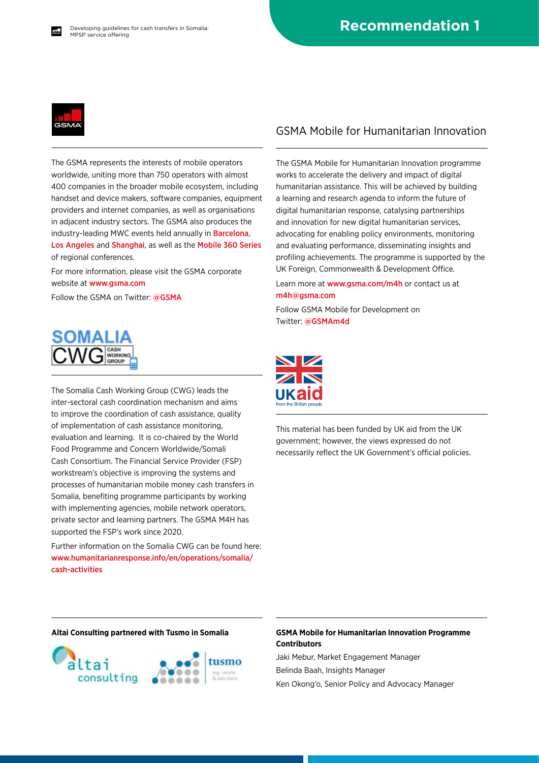The GSMA represents the interests of mobile operators worldwide, uniting more than 750 operators with almost 400 companies in the broader mobile ecosystem, including handset and device makers, software companies, equipment providers and internet companies, as well as organisations in adjacent industry sectors. The GSMA also produces the industry-leading MWC events held annually in Barcelona, Los Angeles and Shanghai, as well as the Mobile 360 Series of regional conferences.

For more information, please visit the GSMA corporate website at www.gsma.com

Follow the GSMA on Twitter: @GSMA

The Somalia Cash Working Group (CWG) leads the inter-sectoral cash coordination mechanism and aims to improve the coordination of cash assistance, quality of implementation of cash assistance monitoring, evaluation and learning. It is co-chaired by the World Food Programme and Concern Worldwide/Somali Cash Consortium. The Financial Service Provider (FSP) workstream's objective is improving the systems and processes of humanitarian mobile money cash transfers in Somalia, benefiting programme participants by working with implementing agencies, mobile network operators, private sector and learning partners. The GSMA M4H has supported the FSP's work since 2020.

Further information on the Somalia CWG can be found here: www.humanitarianresponse.info/en/operations/somalia/cash-activities

## GSMA Mobile for Humanitarian Innovation

The GSMA Mobile for Humanitarian Innovation programme works to accelerate the delivery and impact of digital humanitarian assistance. This will be achieved by building a learning and research agenda to inform the future of digital humanitarian response, catalysing partnerships and innovation for new digital humanitarian services, advocating for enabling policy environments, monitoring and evaluating performance, disseminating insights and profiling achievements. The programme is supported by the UK Foreign, Commonwealth & Development Office.

Learn more at www.gsma.com/m4h or contact us at m4h@gsma.com

Follow GSMA Mobile for Development on Twitter: @GSMAm4d

This material has been funded by UK aid from the UK government; however, the views expressed do not necessarily reflect the UK Government's official policies.

**Altai Consulting partnered with Tusmo in Somalia**

**GSMA Mobile for Humanitarian Innovation Programme Contributors**

Jaki Mebur, Market Engagement Manager

Belinda Baah, Insights Manager

Ken Okong'o, Senior Policy and Advocacy Manager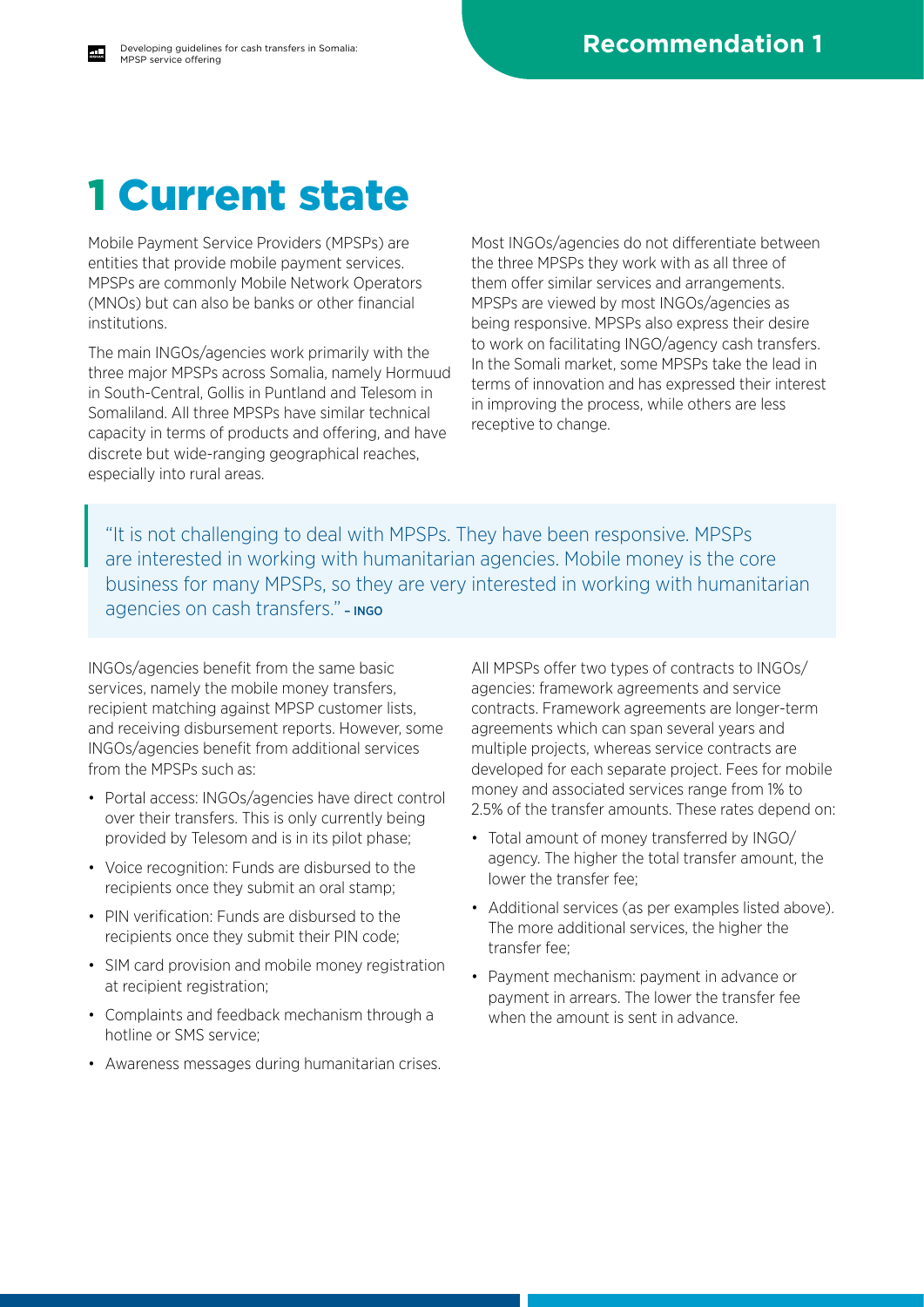# 1 Current state

Mobile Payment Service Providers (MPSPs) are entities that provide mobile payment services. MPSPs are commonly Mobile Network Operators (MNOs) but can also be banks or other financial institutions.

The main INGOs/agencies work primarily with the three major MPSPs across Somalia, namely Hormuud in South-Central, Gollis in Puntland and Telesom in Somaliland. All three MPSPs have similar technical capacity in terms of products and offering, and have discrete but wide-ranging geographical reaches, especially into rural areas.

Most INGOs/agencies do not differentiate between the three MPSPs they work with as all three of them offer similar services and arrangements. MPSPs are viewed by most INGOs/agencies as being responsive. MPSPs also express their desire to work on facilitating INGO/agency cash transfers. In the Somali market, some MPSPs take the lead in terms of innovation and has expressed their interest in improving the process, while others are less receptive to change.

> "It is not challenging to deal with MPSPs. They have been responsive. MPSPs are interested in working with humanitarian agencies. Mobile money is the core business for many MPSPs, so they are very interested in working with humanitarian agencies on cash transfers." – INGO

INGOs/agencies benefit from the same basic services, namely the mobile money transfers, recipient matching against MPSP customer lists, and receiving disbursement reports. However, some INGOs/agencies benefit from additional services from the MPSPs such as:

- Portal access: INGOs/agencies have direct control over their transfers. This is only currently being provided by Telesom and is in its pilot phase;
- Voice recognition: Funds are disbursed to the recipients once they submit an oral stamp;
- PIN verification: Funds are disbursed to the recipients once they submit their PIN code;
- SIM card provision and mobile money registration at recipient registration;
- Complaints and feedback mechanism through a hotline or SMS service;
- Awareness messages during humanitarian crises.

All MPSPs offer two types of contracts to INGOs/agencies: framework agreements and service contracts. Framework agreements are longer-term agreements which can span several years and multiple projects, whereas service contracts are developed for each separate project. Fees for mobile money and associated services range from 1% to 2.5% of the transfer amounts. These rates depend on:

- Total amount of money transferred by INGO/agency. The higher the total transfer amount, the lower the transfer fee;
- Additional services (as per examples listed above). The more additional services, the higher the transfer fee;
- Payment mechanism: payment in advance or payment in arrears. The lower the transfer fee when the amount is sent in advance.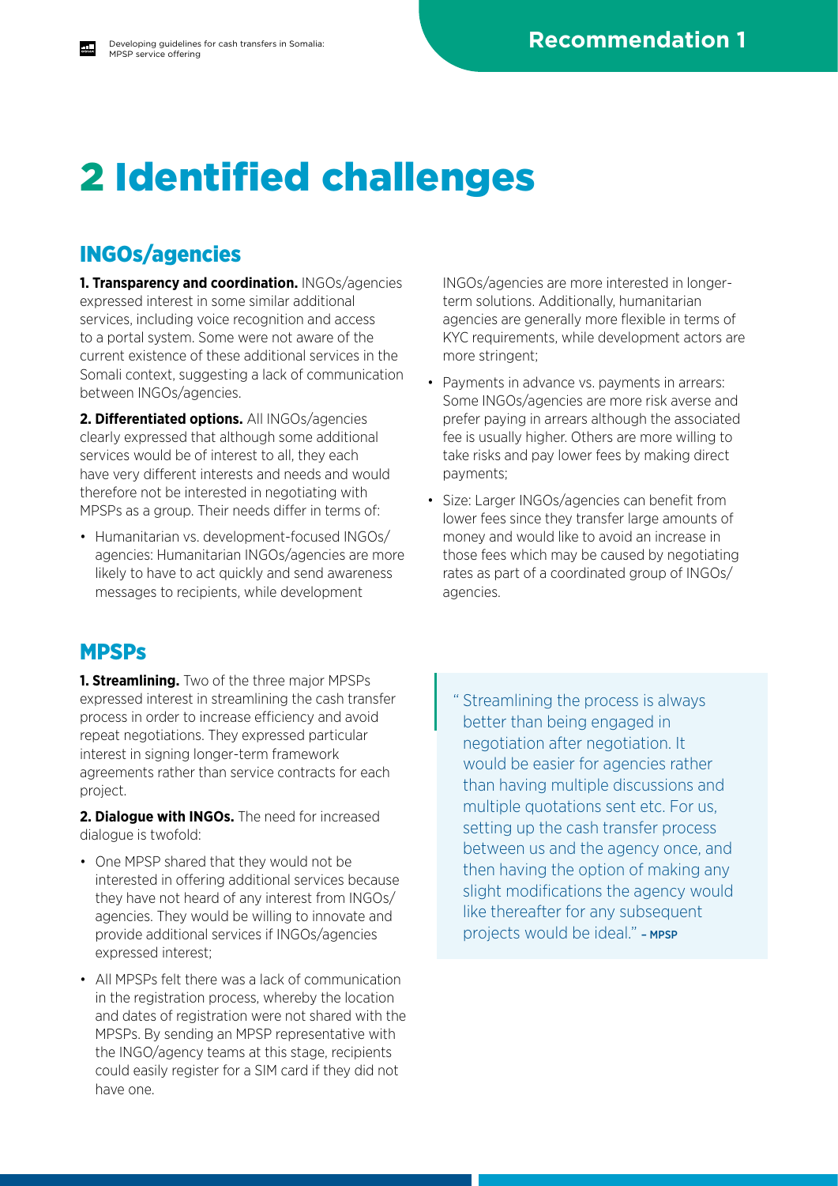# 2 Identified challenges

## INGOs/agencies

**1. Transparency and coordination.** INGOs/agencies expressed interest in some similar additional services, including voice recognition and access to a portal system. Some were not aware of the current existence of these additional services in the Somali context, suggesting a lack of communication between INGOs/agencies.

**2. Differentiated options.** All INGOs/agencies clearly expressed that although some additional services would be of interest to all, they each have very different interests and needs and would therefore not be interested in negotiating with MPSPs as a group. Their needs differ in terms of:

- Humanitarian vs. development-focused INGOs/agencies: Humanitarian INGOs/agencies are more likely to have to act quickly and send awareness messages to recipients, while development INGOs/agencies are more interested in longer-term solutions. Additionally, humanitarian agencies are generally more flexible in terms of KYC requirements, while development actors are more stringent;
- Payments in advance vs. payments in arrears: Some INGOs/agencies are more risk averse and prefer paying in arrears although the associated fee is usually higher. Others are more willing to take risks and pay lower fees by making direct payments;
- Size: Larger INGOs/agencies can benefit from lower fees since they transfer large amounts of money and would like to avoid an increase in those fees which may be caused by negotiating rates as part of a coordinated group of INGOs/agencies.

## MPSPs

**1. Streamlining.** Two of the three major MPSPs expressed interest in streamlining the cash transfer process in order to increase efficiency and avoid repeat negotiations. They expressed particular interest in signing longer-term framework agreements rather than service contracts for each project.

**2. Dialogue with INGOs.** The need for increased dialogue is twofold:

- One MPSP shared that they would not be interested in offering additional services because they have not heard of any interest from INGOs/agencies. They would be willing to innovate and provide additional services if INGOs/agencies expressed interest;
- All MPSPs felt there was a lack of communication in the registration process, whereby the location and dates of registration were not shared with the MPSPs. By sending an MPSP representative with the INGO/agency teams at this stage, recipients could easily register for a SIM card if they did not have one.

> "Streamlining the process is always better than being engaged in negotiation after negotiation. It would be easier for agencies rather than having multiple discussions and multiple quotations sent etc. For us, setting up the cash transfer process between us and the agency once, and then having the option of making any slight modifications the agency would like thereafter for any subsequent projects would be ideal." – MPSP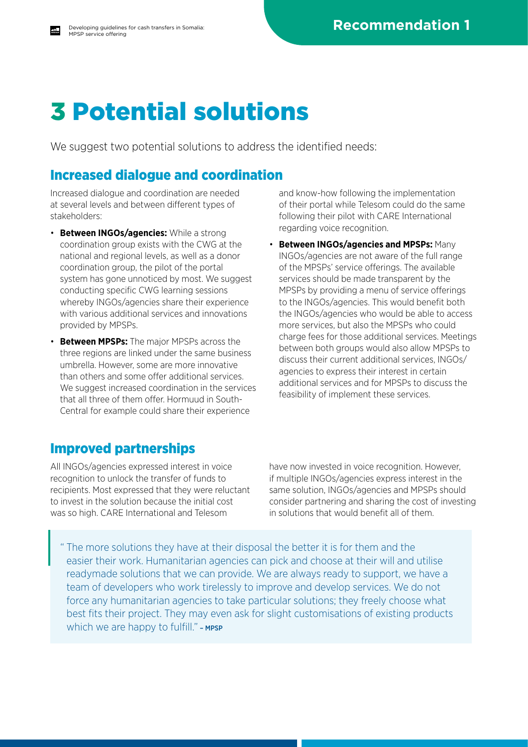# 3 Potential solutions

We suggest two potential solutions to address the identified needs:

## Increased dialogue and coordination

Increased dialogue and coordination are needed at several levels and between different types of stakeholders:

- **Between INGOs/agencies:** While a strong coordination group exists with the CWG at the national and regional levels, as well as a donor coordination group, the pilot of the portal system has gone unnoticed by most. We suggest conducting specific CWG learning sessions whereby INGOs/agencies share their experience with various additional services and innovations provided by MPSPs.
- **Between MPSPs:** The major MPSPs across the three regions are linked under the same business umbrella. However, some are more innovative than others and some offer additional services. We suggest increased coordination in the services that all three of them offer. Hormuud in South-Central for example could share their experience and know-how following the implementation of their portal while Telesom could do the same following their pilot with CARE International regarding voice recognition.
- **Between INGOs/agencies and MPSPs:** Many INGOs/agencies are not aware of the full range of the MPSPs' service offerings. The available services should be made transparent by the MPSPs by providing a menu of service offerings to the INGOs/agencies. This would benefit both the INGOs/agencies who would be able to access more services, but also the MPSPs who could charge fees for those additional services. Meetings between both groups would also allow MPSPs to discuss their current additional services, INGOs/agencies to express their interest in certain additional services and for MPSPs to discuss the feasibility of implement these services.

## Improved partnerships

All INGOs/agencies expressed interest in voice recognition to unlock the transfer of funds to recipients. Most expressed that they were reluctant to invest in the solution because the initial cost was so high. CARE International and Telesom have now invested in voice recognition. However, if multiple INGOs/agencies express interest in the same solution, INGOs/agencies and MPSPs should consider partnering and sharing the cost of investing in solutions that would benefit all of them.

> " The more solutions they have at their disposal the better it is for them and the easier their work. Humanitarian agencies can pick and choose at their will and utilise readymade solutions that we can provide. We are always ready to support, we have a team of developers who work tirelessly to improve and develop services. We do not force any humanitarian agencies to take particular solutions; they freely choose what best fits their project. They may even ask for slight customisations of existing products which we are happy to fulfill." – MPSP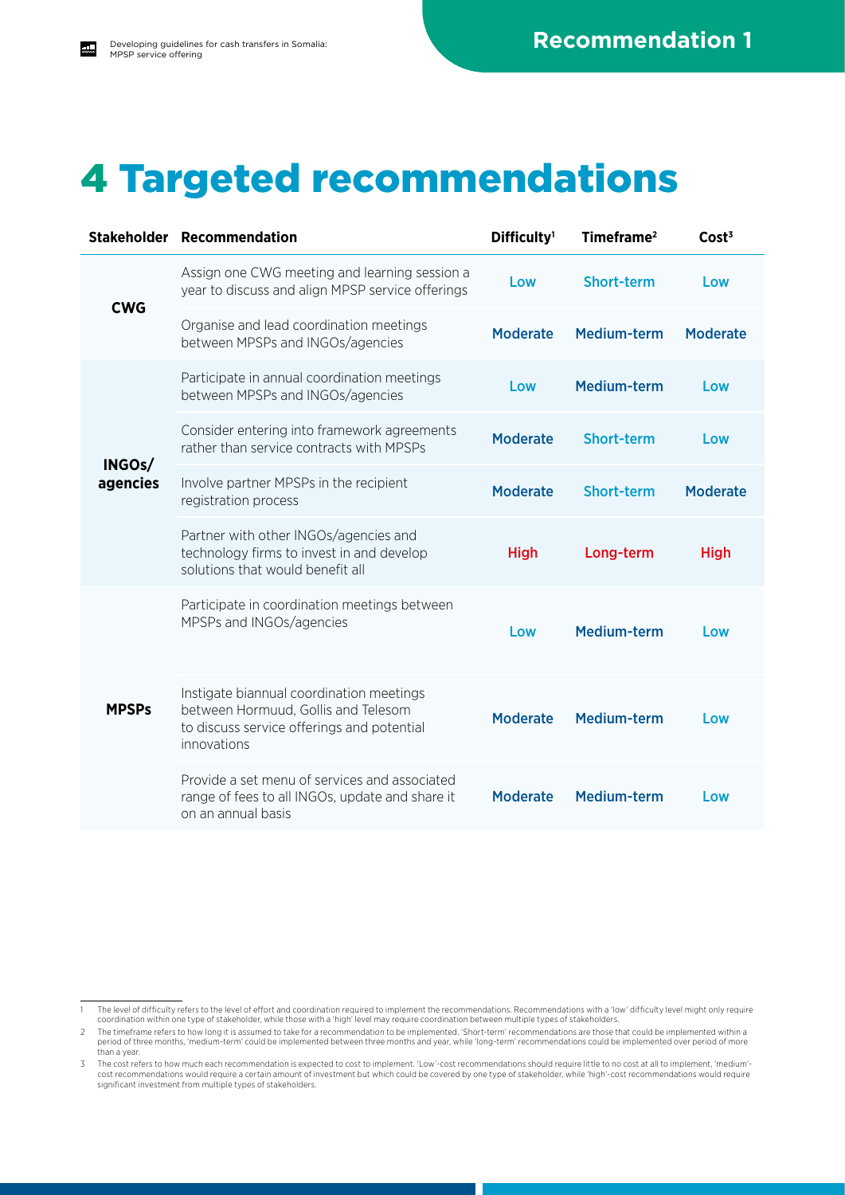# 4 Targeted recommendations

| Stakeholder | Recommendation | Difficulty[1] | Timeframe[2] | Cost[3] |
|---|---|---|---|---|
| CWG | Assign one CWG meeting and learning session a year to discuss and align MPSP service offerings | Low | Short-term | Low |
| | Organise and lead coordination meetings between MPSPs and INGOs/agencies | Moderate | Medium-term | Moderate |
| INGOs/ agencies | Participate in annual coordination meetings between MPSPs and INGOs/agencies | Low | Medium-term | Low |
| | Consider entering into framework agreements rather than service contracts with MPSPs | Moderate | Short-term | Low |
| | Involve partner MPSPs in the recipient registration process | Moderate | Short-term | Moderate |
| | Partner with other INGOs/agencies and technology firms to invest in and develop solutions that would benefit all | High | Long-term | High |
| MPSPs | Participate in coordination meetings between MPSPs and INGOs/agencies | Low | Medium-term | Low |
| | Instigate biannual coordination meetings between Hormuud, Gollis and Telesom to discuss service offerings and potential innovations | Moderate | Medium-term | Low |
| | Provide a set menu of services and associated range of fees to all INGOs, update and share it on an annual basis | Moderate | Medium-term | Low |

1 The level of difficulty refers to the level of effort and coordination required to implement the recommendations. Recommendations with a 'low' difficulty level might only require coordination within one type of stakeholder, while those with a 'high' level may require coordination between multiple types of stakeholders.

2 The timeframe refers to how long it is assumed to take for a recommendation to be implemented. 'Short-term' recommendations are those that could be implemented within a period of three months, 'medium-term' could be implemented between three months and year, while 'long-term' recommendations could be implemented over period of more than a year.

3 The cost refers to how much each recommendation is expected to cost to implement. 'Low'-cost recommendations should require little to no cost at all to implement, 'medium'-cost recommendations would require a certain amount of investment but which could be covered by one type of stakeholder, while 'high'-cost recommendations would require significant investment from multiple types of stakeholders.